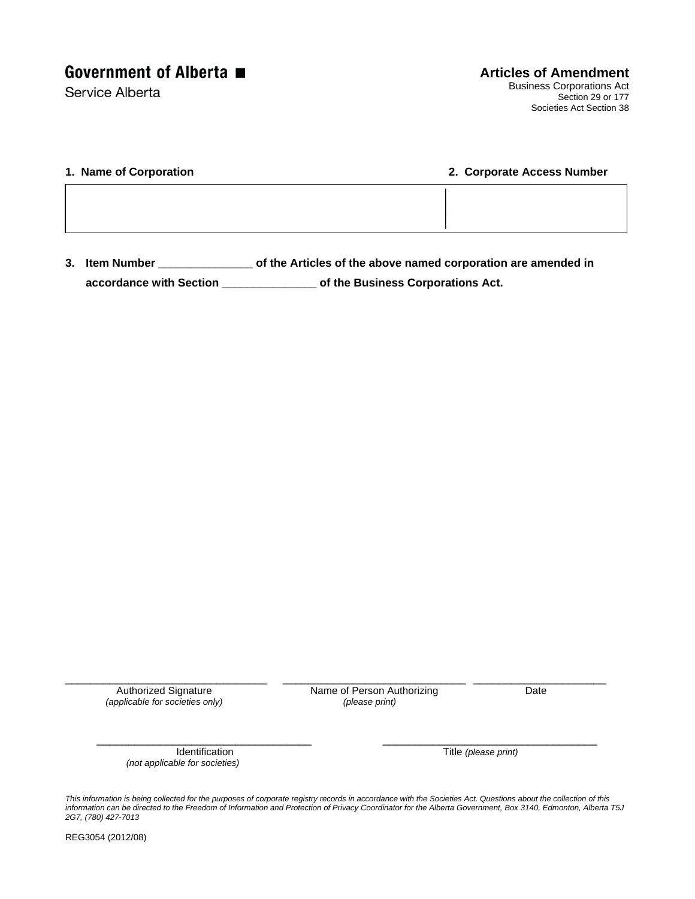**Government of Alberta ■**
Service Alberta

## Articles of Amendment

Business Corporations Act
Section 29 or 177
Societies Act Section 38

| **1. Name of Corporation** | **2. Corporate Access Number** |
| --- | --- |
| | |

**3. Item Number _______________ of the Articles of the above named corporation are amended in accordance with Section _______________ of the Business Corporations Act.**

| ___________________________________ | ________________________________ | _______________________ |
| --- | --- | --- |
| Authorized Signature *(applicable for societies only)* | Name of Person Authorizing *(please print)* | Date |

| _____________________________________ | _____________________________________ |
| --- | --- |
| Identification *(not applicable for societies)* | Title *(please print)* |

*This information is being collected for the purposes of corporate registry records in accordance with the Societies Act. Questions about the collection of this information can be directed to the Freedom of Information and Protection of Privacy Coordinator for the Alberta Government, Box 3140, Edmonton, Alberta T5J 2G7, (780) 427-7013*

REG3054 (2012/08)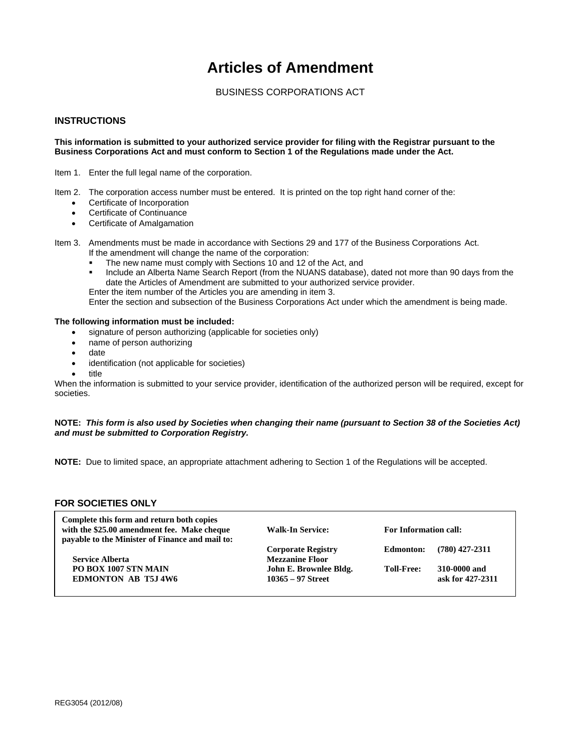# Articles of Amendment

BUSINESS CORPORATIONS ACT

## INSTRUCTIONS

**This information is submitted to your authorized service provider for filing with the Registrar pursuant to the Business Corporations Act and must conform to Section 1 of the Regulations made under the Act.**

Item 1. Enter the full legal name of the corporation.

Item 2. The corporation access number must be entered. It is printed on the top right hand corner of the:

- Certificate of Incorporation
- Certificate of Continuance
- Certificate of Amalgamation

Item 3. Amendments must be made in accordance with Sections 29 and 177 of the Business Corporations Act.
If the amendment will change the name of the corporation:

- The new name must comply with Sections 10 and 12 of the Act, and
- Include an Alberta Name Search Report (from the NUANS database), dated not more than 90 days from the date the Articles of Amendment are submitted to your authorized service provider.

Enter the item number of the Articles you are amending in item 3.
Enter the section and subsection of the Business Corporations Act under which the amendment is being made.

**The following information must be included:**

- signature of person authorizing (applicable for societies only)
- name of person authorizing
- date
- identification (not applicable for societies)
- title

When the information is submitted to your service provider, identification of the authorized person will be required, except for societies.

**NOTE:** ***This form is also used by Societies when changing their name (pursuant to Section 38 of the Societies Act) and must be submitted to Corporation Registry.***

**NOTE:** Due to limited space, an appropriate attachment adhering to Section 1 of the Regulations will be accepted.

## FOR SOCIETIES ONLY

| | | | |
|---|---|---|---|
| **Complete this form and return both copies with the $25.00 amendment fee. Make cheque payable to the Minister of Finance and mail to:** | **Walk-In Service:** | **For Information call:** | |
| **Service Alberta** | **Corporate Registry** | **Edmonton:** | **(780) 427-2311** |
| **PO BOX 1007 STN MAIN** | **Mezzanine Floor** | | |
| **EDMONTON AB T5J 4W6** | **John E. Brownlee Bldg.** | **Toll-Free:** | **310-0000 and ask for 427-2311** |
| | **10365 – 97 Street** | | |

REG3054 (2012/08)